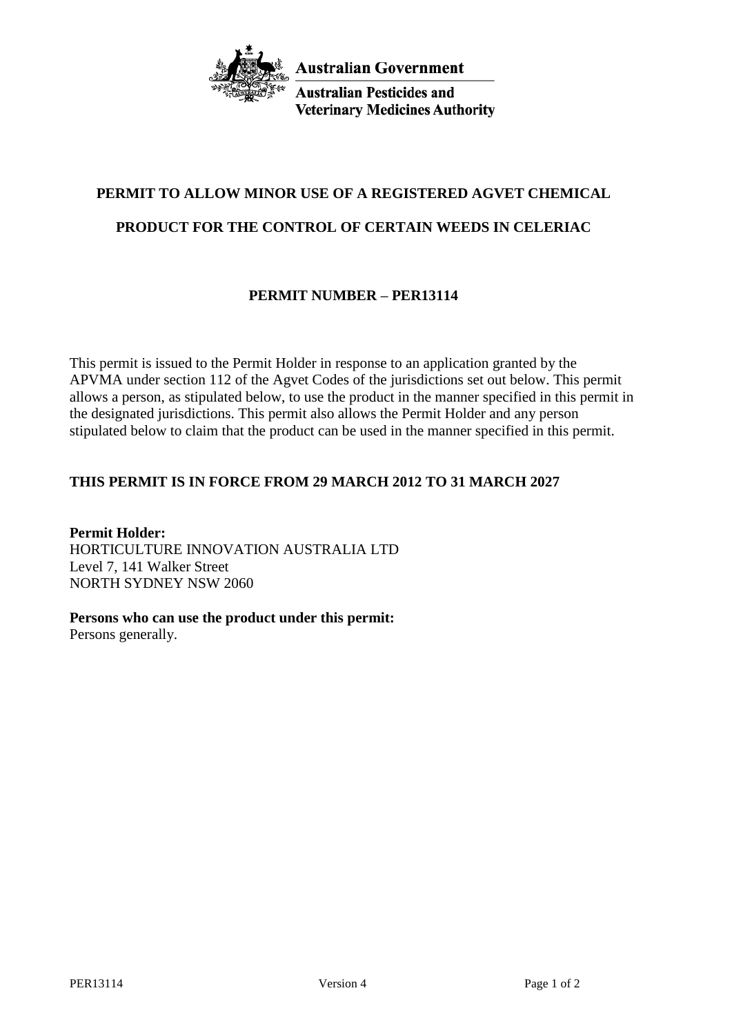**Australian Government**

**Australian Pesticides and Veterinary Medicines Authority**

# PERMIT TO ALLOW MINOR USE OF A REGISTERED AGVET CHEMICAL PRODUCT FOR THE CONTROL OF CERTAIN WEEDS IN CELERIAC

## PERMIT NUMBER – PER13114

This permit is issued to the Permit Holder in response to an application granted by the APVMA under section 112 of the Agvet Codes of the jurisdictions set out below. This permit allows a person, as stipulated below, to use the product in the manner specified in this permit in the designated jurisdictions. This permit also allows the Permit Holder and any person stipulated below to claim that the product can be used in the manner specified in this permit.

**THIS PERMIT IS IN FORCE FROM 29 MARCH 2012 TO 31 MARCH 2027**

**Permit Holder:**
HORTICULTURE INNOVATION AUSTRALIA LTD
Level 7, 141 Walker Street
NORTH SYDNEY NSW 2060

**Persons who can use the product under this permit:**
Persons generally.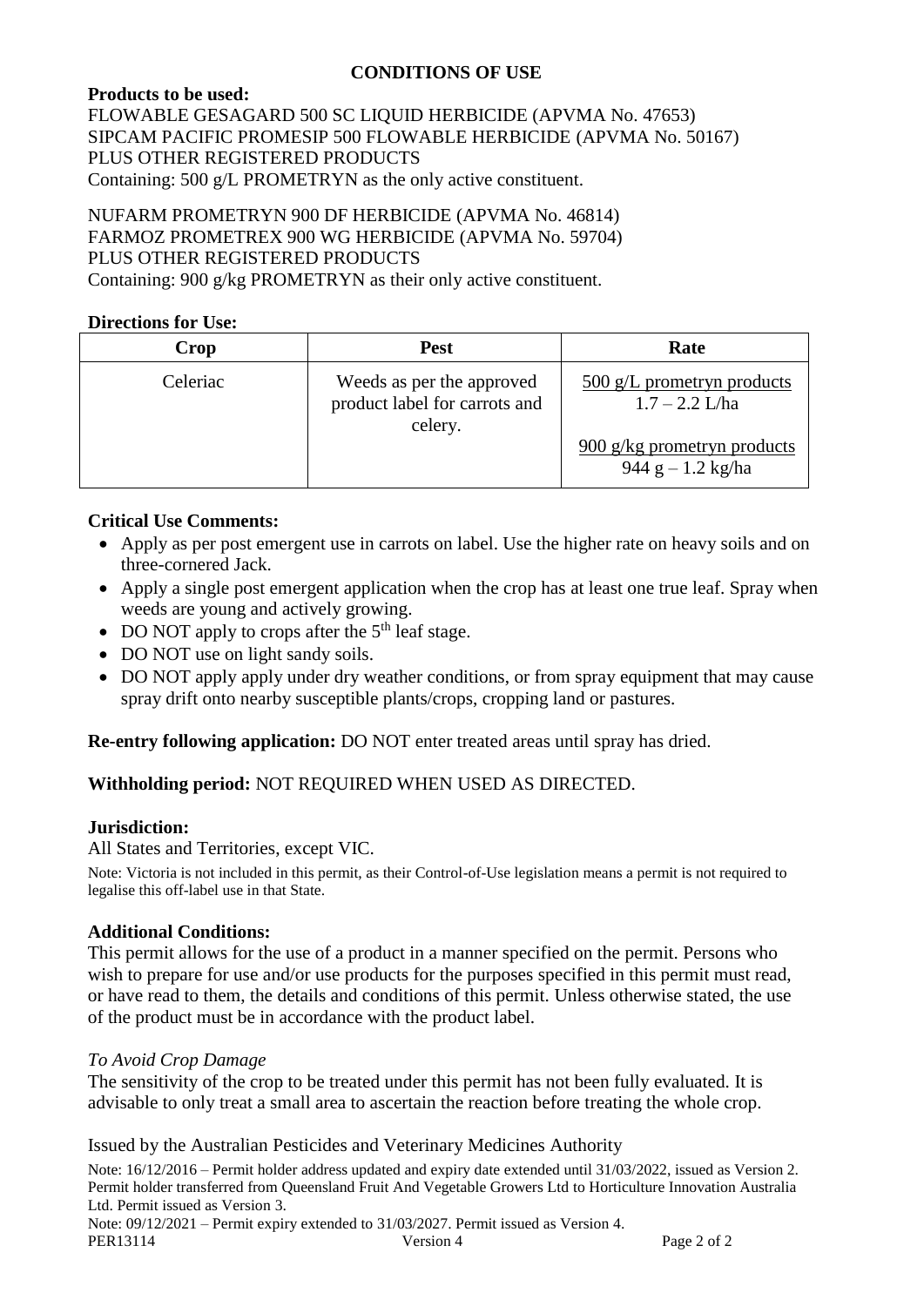## CONDITIONS OF USE

**Products to be used:**

FLOWABLE GESAGARD 500 SC LIQUID HERBICIDE (APVMA No. 47653)
SIPCAM PACIFIC PROMESIP 500 FLOWABLE HERBICIDE (APVMA No. 50167)
PLUS OTHER REGISTERED PRODUCTS
Containing: 500 g/L PROMETRYN as the only active constituent.

NUFARM PROMETRYN 900 DF HERBICIDE (APVMA No. 46814)
FARMOZ PROMETREX 900 WG HERBICIDE (APVMA No. 59704)
PLUS OTHER REGISTERED PRODUCTS
Containing: 900 g/kg PROMETRYN as their only active constituent.

**Directions for Use:**

| Crop | Pest | Rate |
|---|---|---|
| Celeriac | Weeds as per the approved product label for carrots and celery. | 500 g/L prometryn products<br>1.7 – 2.2 L/ha<br><br>900 g/kg prometryn products<br>944 g – 1.2 kg/ha |

**Critical Use Comments:**

- Apply as per post emergent use in carrots on label. Use the higher rate on heavy soils and on three-cornered Jack.
- Apply a single post emergent application when the crop has at least one true leaf. Spray when weeds are young and actively growing.
- DO NOT apply to crops after the 5th leaf stage.
- DO NOT use on light sandy soils.
- DO NOT apply apply under dry weather conditions, or from spray equipment that may cause spray drift onto nearby susceptible plants/crops, cropping land or pastures.

**Re-entry following application:** DO NOT enter treated areas until spray has dried.

**Withholding period:** NOT REQUIRED WHEN USED AS DIRECTED.

**Jurisdiction:**

All States and Territories, except VIC.

Note: Victoria is not included in this permit, as their Control-of-Use legislation means a permit is not required to legalise this off-label use in that State.

**Additional Conditions:**

This permit allows for the use of a product in a manner specified on the permit. Persons who wish to prepare for use and/or use products for the purposes specified in this permit must read, or have read to them, the details and conditions of this permit. Unless otherwise stated, the use of the product must be in accordance with the product label.

*To Avoid Crop Damage*

The sensitivity of the crop to be treated under this permit has not been fully evaluated. It is advisable to only treat a small area to ascertain the reaction before treating the whole crop.

Issued by the Australian Pesticides and Veterinary Medicines Authority

Note: 16/12/2016 – Permit holder address updated and expiry date extended until 31/03/2022, issued as Version 2. Permit holder transferred from Queensland Fruit And Vegetable Growers Ltd to Horticulture Innovation Australia Ltd. Permit issued as Version 3.

Note: 09/12/2021 – Permit expiry extended to 31/03/2027. Permit issued as Version 4.